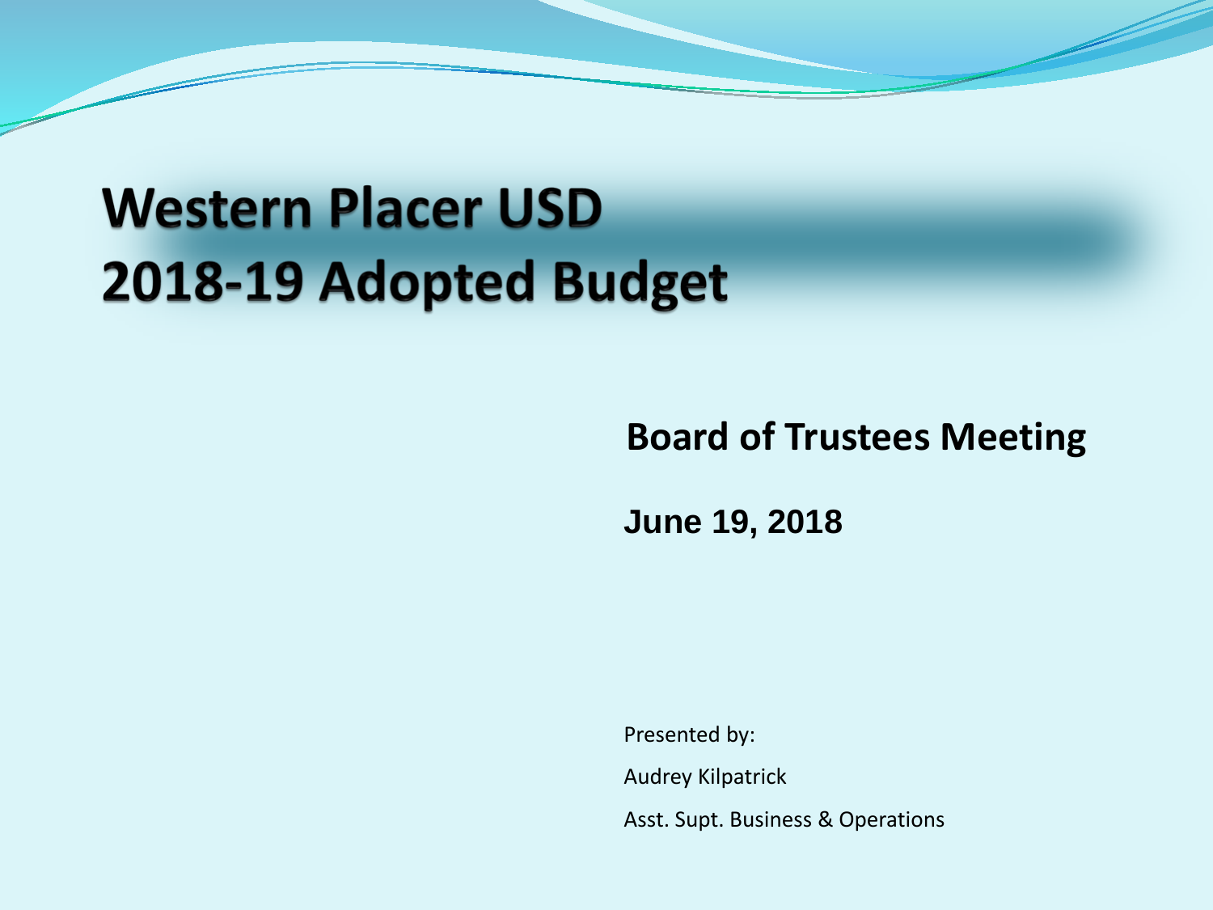# Western Placer USD
# 2018-19 Adopted Budget

**Board of Trustees Meeting**

**June 19, 2018**

Presented by:

Audrey Kilpatrick

Asst. Supt. Business & Operations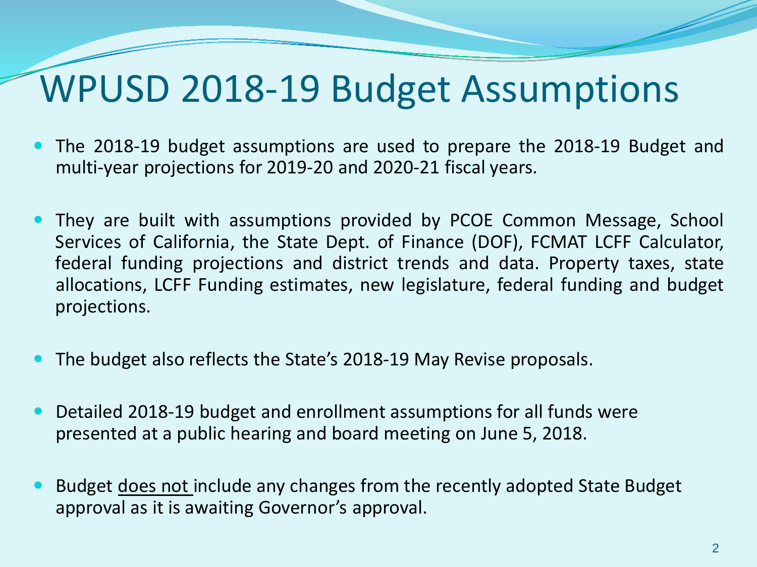# WPUSD 2018-19 Budget Assumptions

- The 2018-19 budget assumptions are used to prepare the 2018-19 Budget and multi-year projections for 2019-20 and 2020-21 fiscal years.

- They are built with assumptions provided by PCOE Common Message, School Services of California, the State Dept. of Finance (DOF), FCMAT LCFF Calculator, federal funding projections and district trends and data. Property taxes, state allocations, LCFF Funding estimates, new legislature, federal funding and budget projections.

- The budget also reflects the State's 2018-19 May Revise proposals.

- Detailed 2018-19 budget and enrollment assumptions for all funds were presented at a public hearing and board meeting on June 5, 2018.

- Budget <u>does not</u> include any changes from the recently adopted State Budget approval as it is awaiting Governor's approval.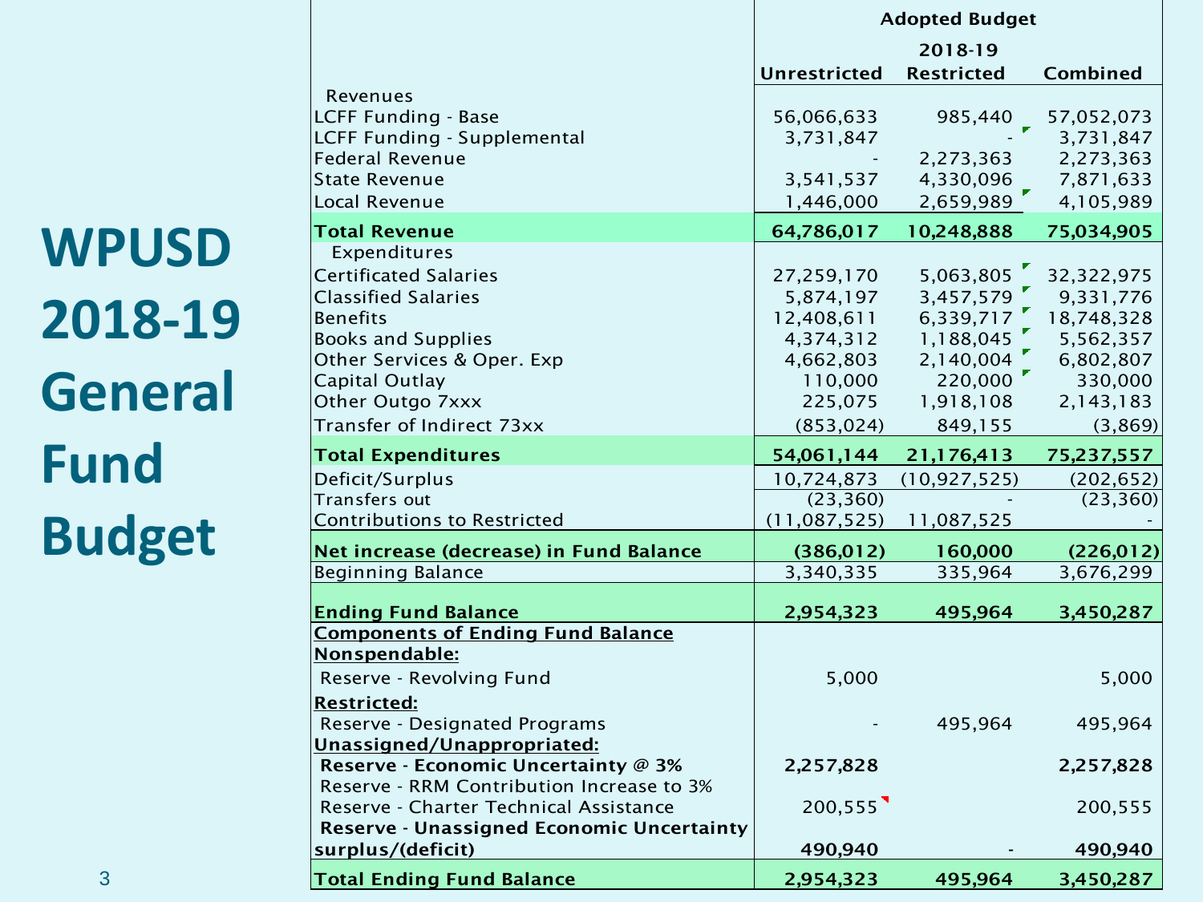# WPUSD 2018-19 General Fund Budget

| | Adopted Budget | | |
|---|---|---|---|
| | 2018-19 | | |
| | Unrestricted | Restricted | Combined |
| Revenues | | | |
| LCFF Funding - Base | 56,066,633 | 985,440 | 57,052,073 |
| LCFF Funding - Supplemental | 3,731,847 | - | 3,731,847 |
| Federal Revenue | - | 2,273,363 | 2,273,363 |
| State Revenue | 3,541,537 | 4,330,096 | 7,871,633 |
| Local Revenue | 1,446,000 | 2,659,989 | 4,105,989 |
| **Total Revenue** | **64,786,017** | **10,248,888** | **75,034,905** |
| Expenditures | | | |
| Certificated Salaries | 27,259,170 | 5,063,805 | 32,322,975 |
| Classified Salaries | 5,874,197 | 3,457,579 | 9,331,776 |
| Benefits | 12,408,611 | 6,339,717 | 18,748,328 |
| Books and Supplies | 4,374,312 | 1,188,045 | 5,562,357 |
| Other Services & Oper. Exp | 4,662,803 | 2,140,004 | 6,802,807 |
| Capital Outlay | 110,000 | 220,000 | 330,000 |
| Other Outgo 7xxx | 225,075 | 1,918,108 | 2,143,183 |
| Transfer of Indirect 73xx | (853,024) | 849,155 | (3,869) |
| **Total Expenditures** | **54,061,144** | **21,176,413** | **75,237,557** |
| Deficit/Surplus | 10,724,873 | (10,927,525) | (202,652) |
| Transfers out | (23,360) | - | (23,360) |
| Contributions to Restricted | (11,087,525) | 11,087,525 | - |
| **Net increase (decrease) in Fund Balance** | **(386,012)** | **160,000** | **(226,012)** |
| Beginning Balance | 3,340,335 | 335,964 | 3,676,299 |
| **Ending Fund Balance** | **2,954,323** | **495,964** | **3,450,287** |
| **<u>Components of Ending Fund Balance</u>** | | | |
| **<u>Nonspendable:</u>** | | | |
| Reserve - Revolving Fund | 5,000 | | 5,000 |
| **<u>Restricted:</u>** | | | |
| Reserve - Designated Programs | - | 495,964 | 495,964 |
| **<u>Unassigned/Unappropriated:</u>** | | | |
| **Reserve - Economic Uncertainty @ 3%** | **2,257,828** | | **2,257,828** |
| Reserve - RRM Contribution Increase to 3% | | | |
| Reserve - Charter Technical Assistance | 200,555 | | 200,555 |
| **Reserve - Unassigned Economic Uncertainty surplus/(deficit)** | **490,940** | - | **490,940** |
| **Total Ending Fund Balance** | **2,954,323** | **495,964** | **3,450,287** |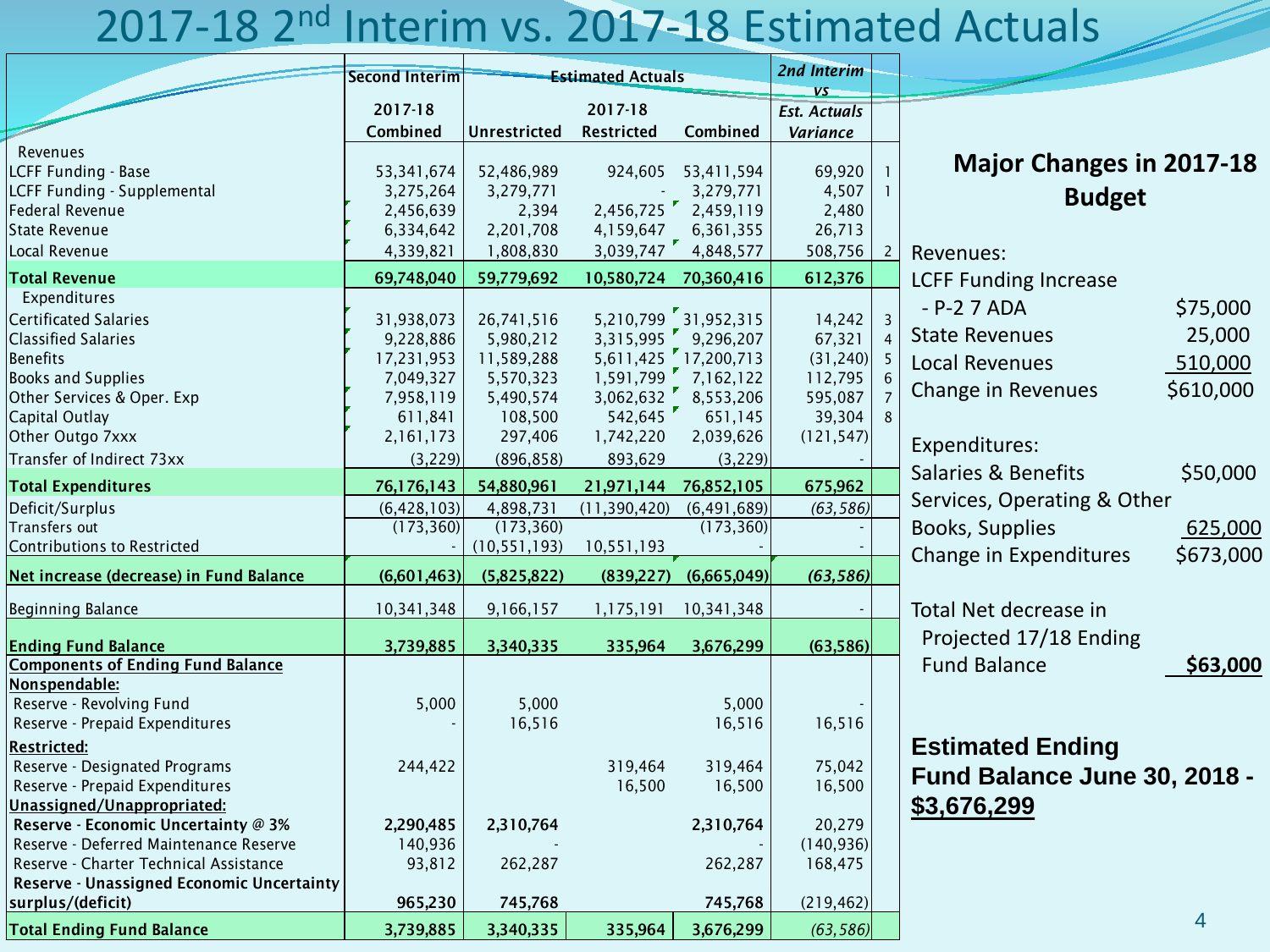# 2017-18 2nd Interim vs. 2017-18 Estimated Actuals

| | Second Interim 2017-18 Combined | Estimated Actuals 2017-18 Unrestricted | Restricted | Combined | 2nd Interim vs Est. Actuals Variance | |
|---|---|---|---|---|---|---|
| Revenues | | | | | | |
| LCFF Funding - Base | 53,341,674 | 52,486,989 | 924,605 | 53,411,594 | 69,920 | 1 |
| LCFF Funding - Supplemental | 3,275,264 | 3,279,771 | - | 3,279,771 | 4,507 | 1 |
| Federal Revenue | 2,456,639 | 2,394 | 2,456,725 | 2,459,119 | 2,480 | |
| State Revenue | 6,334,642 | 2,201,708 | 4,159,647 | 6,361,355 | 26,713 | |
| Local Revenue | 4,339,821 | 1,808,830 | 3,039,747 | 4,848,577 | 508,756 | 2 |
| **Total Revenue** | **69,748,040** | **59,779,692** | **10,580,724** | **70,360,416** | **612,376** | |
| Expenditures | | | | | | |
| Certificated Salaries | 31,938,073 | 26,741,516 | 5,210,799 | 31,952,315 | 14,242 | 3 |
| Classified Salaries | 9,228,886 | 5,980,212 | 3,315,995 | 9,296,207 | 67,321 | 4 |
| Benefits | 17,231,953 | 11,589,288 | 5,611,425 | 17,200,713 | (31,240) | 5 |
| Books and Supplies | 7,049,327 | 5,570,323 | 1,591,799 | 7,162,122 | 112,795 | 6 |
| Other Services & Oper. Exp | 7,958,119 | 5,490,574 | 3,062,632 | 8,553,206 | 595,087 | 7 |
| Capital Outlay | 611,841 | 108,500 | 542,645 | 651,145 | 39,304 | 8 |
| Other Outgo 7xxx | 2,161,173 | 297,406 | 1,742,220 | 2,039,626 | (121,547) | |
| Transfer of Indirect 73xx | (3,229) | (896,858) | 893,629 | (3,229) | - | |
| **Total Expenditures** | **76,176,143** | **54,880,961** | **21,971,144** | **76,852,105** | **675,962** | |
| Deficit/Surplus | (6,428,103) | 4,898,731 | (11,390,420) | (6,491,689) | *(63,586)* | |
| Transfers out | (173,360) | (173,360) | | (173,360) | - | |
| Contributions to Restricted | - | (10,551,193) | 10,551,193 | - | - | |
| **Net increase (decrease) in Fund Balance** | **(6,601,463)** | **(5,825,822)** | **(839,227)** | **(6,665,049)** | ***(63,586)*** | |
| Beginning Balance | 10,341,348 | 9,166,157 | 1,175,191 | 10,341,348 | - | |
| **Ending Fund Balance** | **3,739,885** | **3,340,335** | **335,964** | **3,676,299** | **(63,586)** | |
| **Components of Ending Fund Balance** | | | | | | |
| **Nonspendable:** | | | | | | |
| Reserve - Revolving Fund | 5,000 | 5,000 | | 5,000 | - | |
| Reserve - Prepaid Expenditures | - | 16,516 | | 16,516 | 16,516 | |
| **Restricted:** | | | | | | |
| Reserve - Designated Programs | 244,422 | | 319,464 | 319,464 | 75,042 | |
| Reserve - Prepaid Expenditures | | | 16,500 | 16,500 | 16,500 | |
| **Unassigned/Unappropriated:** | | | | | | |
| **Reserve - Economic Uncertainty @ 3%** | **2,290,485** | **2,310,764** | | **2,310,764** | 20,279 | |
| Reserve - Deferred Maintenance Reserve | 140,936 | - | | - | (140,936) | |
| Reserve - Charter Technical Assistance | 93,812 | 262,287 | | 262,287 | 168,475 | |
| **Reserve - Unassigned Economic Uncertainty surplus/(deficit)** | **965,230** | **745,768** | | **745,768** | (219,462) | |
| **Total Ending Fund Balance** | **3,739,885** | **3,340,335** | **335,964** | **3,676,299** | *(63,586)* | |

## Major Changes in 2017-18 Budget

| | |
|---|---|
| Revenues: | |
| LCFF Funding Increase | |
| - P-2 7 ADA | $75,000 |
| State Revenues | 25,000 |
| Local Revenues | 510,000 |
| Change in Revenues | $610,000 |
| Expenditures: | |
| Salaries & Benefits | $50,000 |
| Services, Operating & Other | |
| Books, Supplies | 625,000 |
| Change in Expenditures | $673,000 |
| Total Net decrease in Projected 17/18 Ending Fund Balance | **$63,000** |

**Estimated Ending Fund Balance June 30, 2018 - $3,676,299**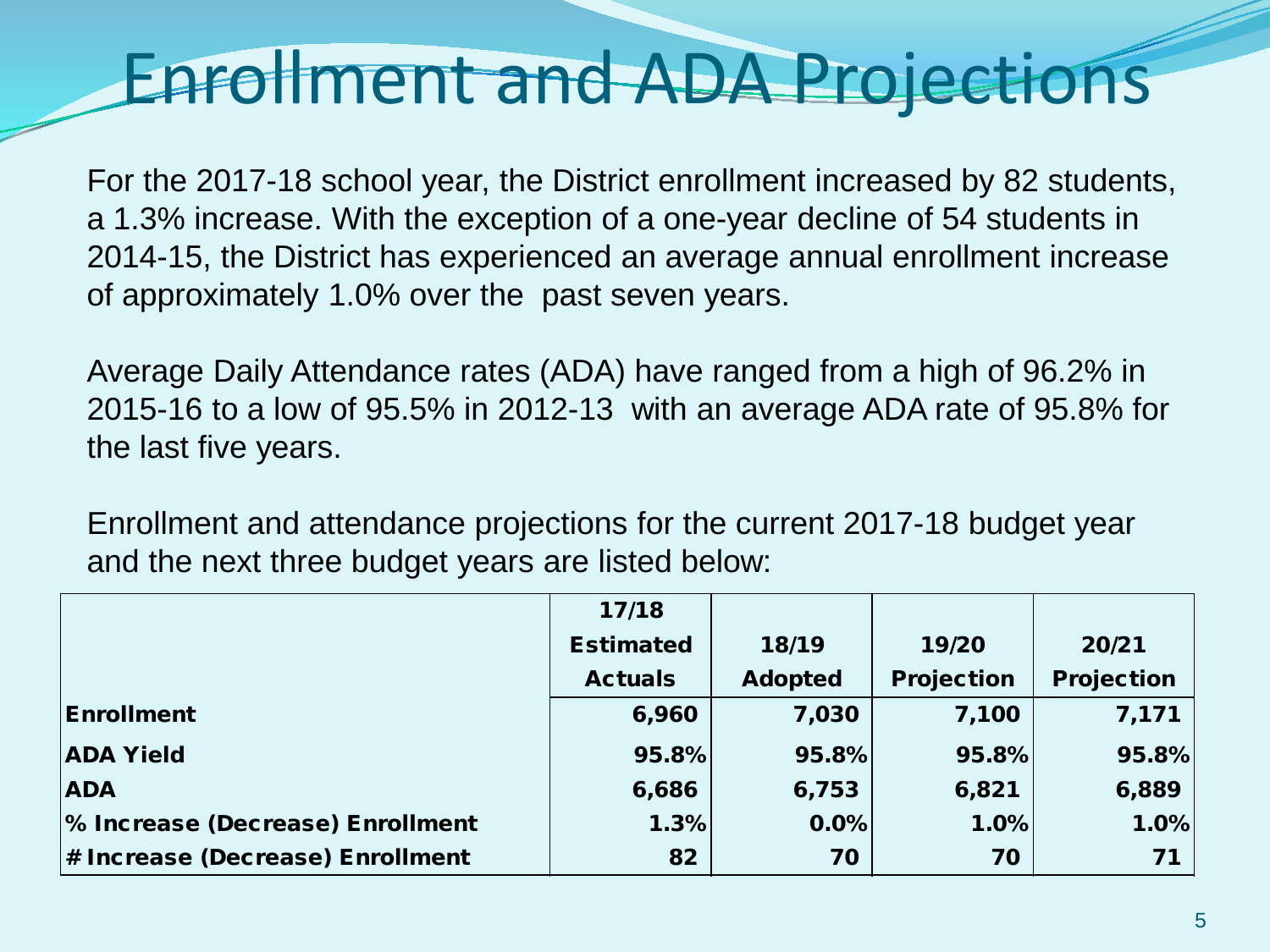# Enrollment and ADA Projections

For the 2017-18 school year, the District enrollment increased by 82 students, a 1.3% increase. With the exception of a one-year decline of 54 students in 2014-15, the District has experienced an average annual enrollment increase of approximately 1.0% over the past seven years.

Average Daily Attendance rates (ADA) have ranged from a high of 96.2% in 2015-16 to a low of 95.5% in 2012-13 with an average ADA rate of 95.8% for the last five years.

Enrollment and attendance projections for the current 2017-18 budget year and the next three budget years are listed below:

| | 17/18 Estimated Actuals | 18/19 Adopted | 19/20 Projection | 20/21 Projection |
|---|---|---|---|---|
| **Enrollment** | 6,960 | 7,030 | 7,100 | 7,171 |
| **ADA Yield** | 95.8% | 95.8% | 95.8% | 95.8% |
| **ADA** | 6,686 | 6,753 | 6,821 | 6,889 |
| **% Increase (Decrease) Enrollment** | 1.3% | 0.0% | 1.0% | 1.0% |
| **# Increase (Decrease) Enrollment** | 82 | 70 | 70 | 71 |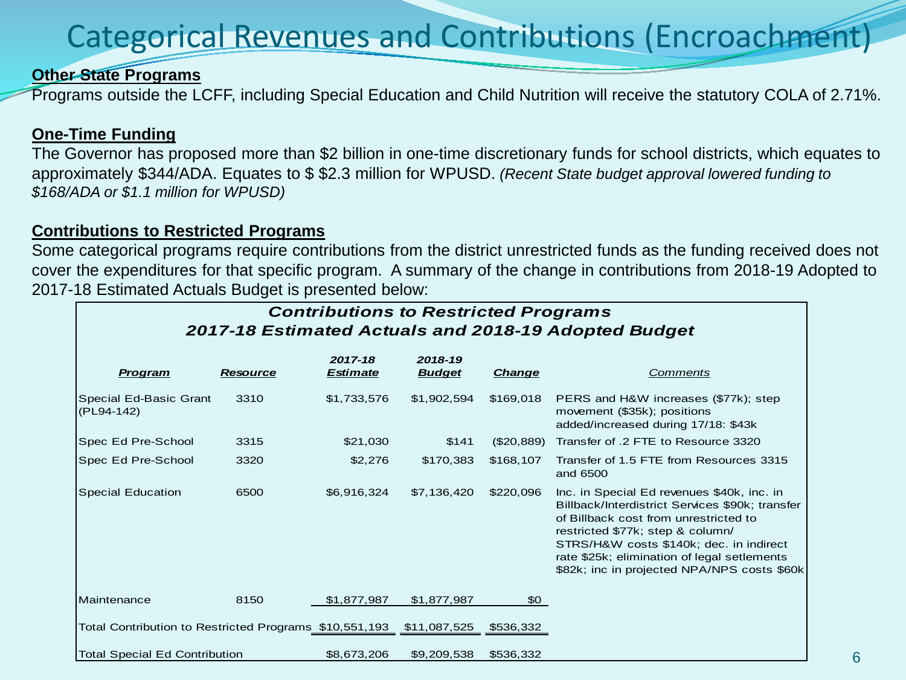# Categorical Revenues and Contributions (Encroachment)

**Other State Programs**

Programs outside the LCFF, including Special Education and Child Nutrition will receive the statutory COLA of 2.71%.

**One-Time Funding**

The Governor has proposed more than $2 billion in one-time discretionary funds for school districts, which equates to approximately $344/ADA. Equates to $ $2.3 million for WPUSD. *(Recent State budget approval lowered funding to $168/ADA or $1.1 million for WPUSD)*

**Contributions to Restricted Programs**

Some categorical programs require contributions from the district unrestricted funds as the funding received does not cover the expenditures for that specific program. A summary of the change in contributions from 2018-19 Adopted to 2017-18 Estimated Actuals Budget is presented below:

***Contributions to Restricted Programs***
***2017-18 Estimated Actuals and 2018-19 Adopted Budget***

| *Program* | *Resource* | *2017-18 Estimate* | *2018-19 Budget* | *Change* | *Comments* |
|---|---|---|---|---|---|
| Special Ed-Basic Grant (PL94-142) | 3310 | $1,733,576 | $1,902,594 | $169,018 | PERS and H&W increases ($77k); step movement ($35k); positions added/increased during 17/18: $43k |
| Spec Ed Pre-School | 3315 | $21,030 | $141 | ($20,889) | Transfer of .2 FTE to Resource 3320 |
| Spec Ed Pre-School | 3320 | $2,276 | $170,383 | $168,107 | Transfer of 1.5 FTE from Resources 3315 and 6500 |
| Special Education | 6500 | $6,916,324 | $7,136,420 | $220,096 | Inc. in Special Ed revenues $40k, inc. in Billback/Interdistrict Services $90k; transfer of Billback cost from unrestricted to restricted $77k; step & column/ STRS/H&W costs $140k; dec. in indirect rate $25k; elimination of legal setlements $82k; inc in projected NPA/NPS costs $60k |
| Maintenance | 8150 | $1,877,987 | $1,877,987 | $0 | |
| Total Contribution to Restricted Programs | | $10,551,193 | $11,087,525 | $536,332 | |
| Total Special Ed Contribution | | $8,673,206 | $9,209,538 | $536,332 | |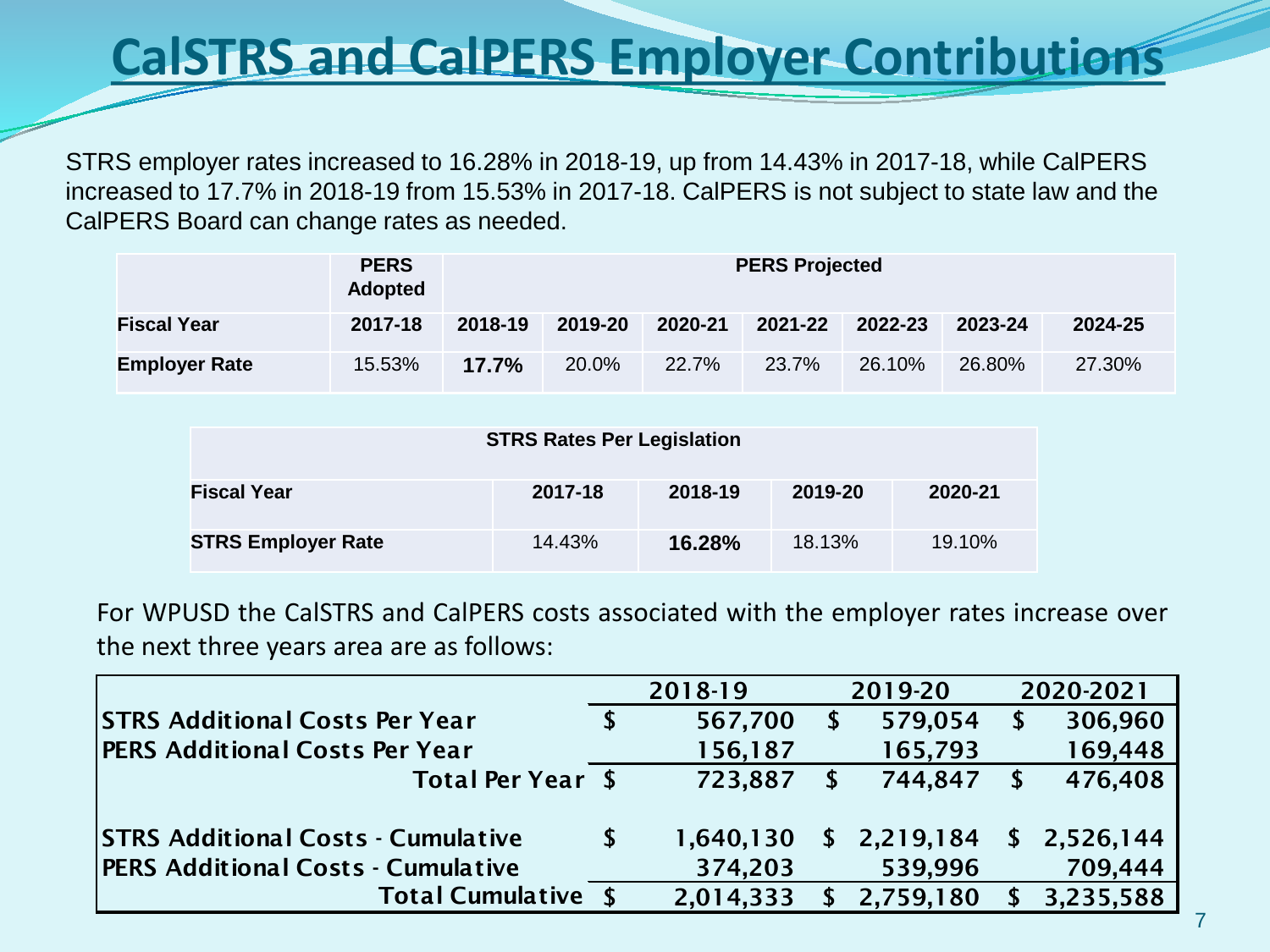# CalSTRS and CalPERS Employer Contributions

STRS employer rates increased to 16.28% in 2018-19, up from 14.43% in 2017-18, while CalPERS increased to 17.7% in 2018-19 from 15.53% in 2017-18. CalPERS is not subject to state law and the CalPERS Board can change rates as needed.

| | PERS Adopted | PERS Projected | | | | | | |
|---|---|---|---|---|---|---|---|---|
| **Fiscal Year** | **2017-18** | **2018-19** | **2019-20** | **2020-21** | **2021-22** | **2022-23** | **2023-24** | **2024-25** |
| **Employer Rate** | 15.53% | **17.7%** | 20.0% | 22.7% | 23.7% | 26.10% | 26.80% | 27.30% |

| STRS Rates Per Legislation | | | | |
|---|---|---|---|---|
| **Fiscal Year** | **2017-18** | **2018-19** | **2019-20** | **2020-21** |
| **STRS Employer Rate** | 14.43% | **16.28%** | 18.13% | 19.10% |

For WPUSD the CalSTRS and CalPERS costs associated with the employer rates increase over the next three years area are as follows:

| | 2018-19 | 2019-20 | 2020-2021 |
|---|---|---|---|
| **STRS Additional Costs Per Year** | $ 567,700 | $ 579,054 | $ 306,960 |
| **PERS Additional Costs Per Year** | 156,187 | 165,793 | 169,448 |
| **Total Per Year** | $ 723,887 | $ 744,847 | $ 476,408 |
| | | | |
| **STRS Additional Costs - Cumulative** | $ 1,640,130 | $ 2,219,184 | $ 2,526,144 |
| **PERS Additional Costs - Cumulative** | 374,203 | 539,996 | 709,444 |
| **Total Cumulative** | $ 2,014,333 | $ 2,759,180 | $ 3,235,588 |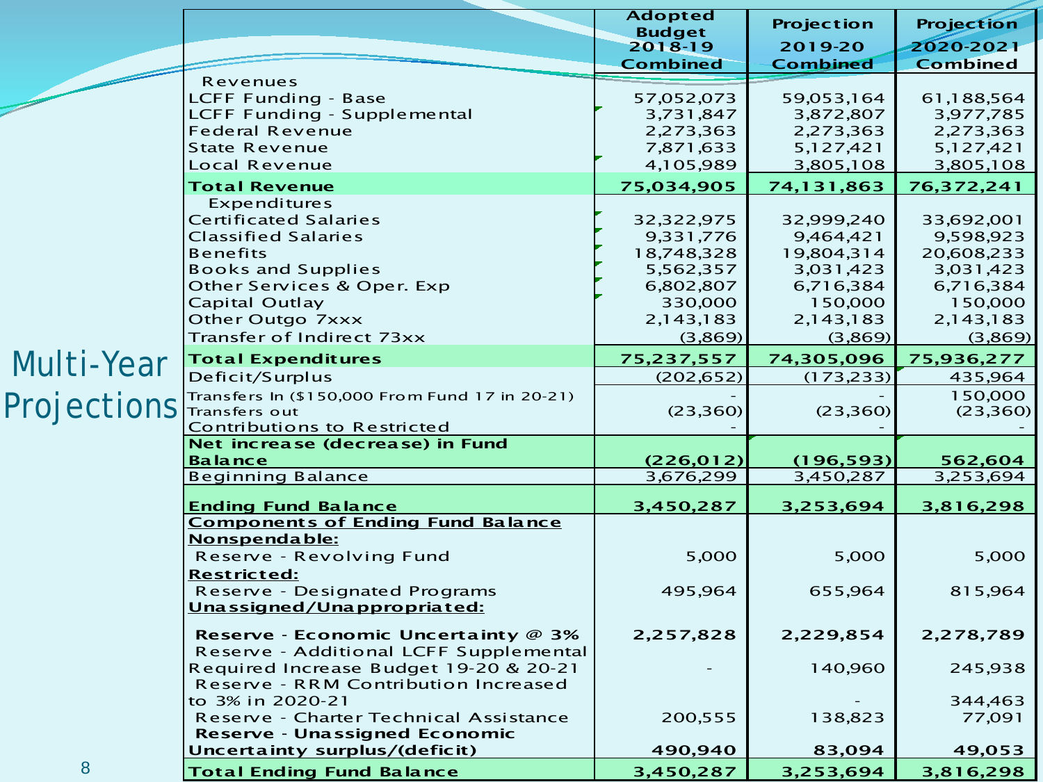# Multi-Year Projections

| | Adopted Budget 2018-19 Combined | Projection 2019-20 Combined | Projection 2020-2021 Combined |
|---|---|---|---|
| Revenues | | | |
| LCFF Funding - Base | 57,052,073 | 59,053,164 | 61,188,564 |
| LCFF Funding - Supplemental | 3,731,847 | 3,872,807 | 3,977,785 |
| Federal Revenue | 2,273,363 | 2,273,363 | 2,273,363 |
| State Revenue | 7,871,633 | 5,127,421 | 5,127,421 |
| Local Revenue | 4,105,989 | 3,805,108 | 3,805,108 |
| **Total Revenue** | **75,034,905** | **74,131,863** | **76,372,241** |
| Expenditures | | | |
| Certificated Salaries | 32,322,975 | 32,999,240 | 33,692,001 |
| Classified Salaries | 9,331,776 | 9,464,421 | 9,598,923 |
| Benefits | 18,748,328 | 19,804,314 | 20,608,233 |
| Books and Supplies | 5,562,357 | 3,031,423 | 3,031,423 |
| Other Services & Oper. Exp | 6,802,807 | 6,716,384 | 6,716,384 |
| Capital Outlay | 330,000 | 150,000 | 150,000 |
| Other Outgo 7xxx | 2,143,183 | 2,143,183 | 2,143,183 |
| Transfer of Indirect 73xx | (3,869) | (3,869) | (3,869) |
| **Total Expenditures** | **75,237,557** | **74,305,096** | **75,936,277** |
| Deficit/Surplus | (202,652) | (173,233) | 435,964 |
| Transfers In ($150,000 From Fund 17 in 20-21) | - | - | 150,000 |
| Transfers out | (23,360) | (23,360) | (23,360) |
| Contributions to Restricted | - | - | - |
| **Net increase (decrease) in Fund Balance** | **(226,012)** | **(196,593)** | **562,604** |
| Beginning Balance | 3,676,299 | 3,450,287 | 3,253,694 |
| **Ending Fund Balance** | **3,450,287** | **3,253,694** | **3,816,298** |
| **Components of Ending Fund Balance** | | | |
| **Nonspendable:** | | | |
| Reserve - Revolving Fund | 5,000 | 5,000 | 5,000 |
| **Restricted:** | | | |
| Reserve - Designated Programs | 495,964 | 655,964 | 815,964 |
| **Unassigned/Unappropriated:** | | | |
| **Reserve - Economic Uncertainty @ 3%** | **2,257,828** | **2,229,854** | **2,278,789** |
| Reserve - Additional LCFF Supplemental Required Increase Budget 19-20 & 20-21 | - | 140,960 | 245,938 |
| Reserve - RRM Contribution Increased to 3% in 2020-21 | | - | 344,463 |
| Reserve - Charter Technical Assistance | 200,555 | 138,823 | 77,091 |
| **Reserve - Unassigned Economic Uncertainty surplus/(deficit)** | **490,940** | **83,094** | **49,053** |
| **Total Ending Fund Balance** | **3,450,287** | **3,253,694** | **3,816,298** |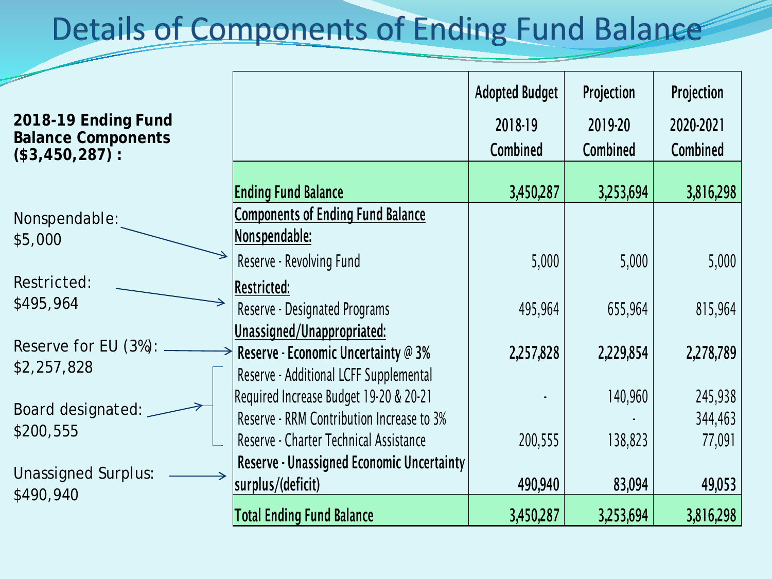# Details of Components of Ending Fund Balance

**2018-19 Ending Fund Balance Components ($3,450,287) :**

Nonspendable: $5,000

Restricted: $495,964

Reserve for EU (3%): $2,257,828

Board designated: $200,555

Unassigned Surplus: $490,940

| | Adopted Budget 2018-19 Combined | Projection 2019-20 Combined | Projection 2020-2021 Combined |
|---|---|---|---|
| **Ending Fund Balance** | **3,450,287** | **3,253,694** | **3,816,298** |
| **Components of Ending Fund Balance** | | | |
| **Nonspendable:** | | | |
| Reserve - Revolving Fund | 5,000 | 5,000 | 5,000 |
| **Restricted:** | | | |
| Reserve - Designated Programs | 495,964 | 655,964 | 815,964 |
| **Unassigned/Unappropriated:** | | | |
| **Reserve - Economic Uncertainty @ 3%** | **2,257,828** | **2,229,854** | **2,278,789** |
| Reserve - Additional LCFF Supplemental Required Increase Budget 19-20 & 20-21 | - | 140,960 | 245,938 |
| Reserve - RRM Contribution Increase to 3% | | - | 344,463 |
| Reserve - Charter Technical Assistance | 200,555 | 138,823 | 77,091 |
| **Reserve - Unassigned Economic Uncertainty surplus/(deficit)** | **490,940** | **83,094** | **49,053** |
| **Total Ending Fund Balance** | **3,450,287** | **3,253,694** | **3,816,298** |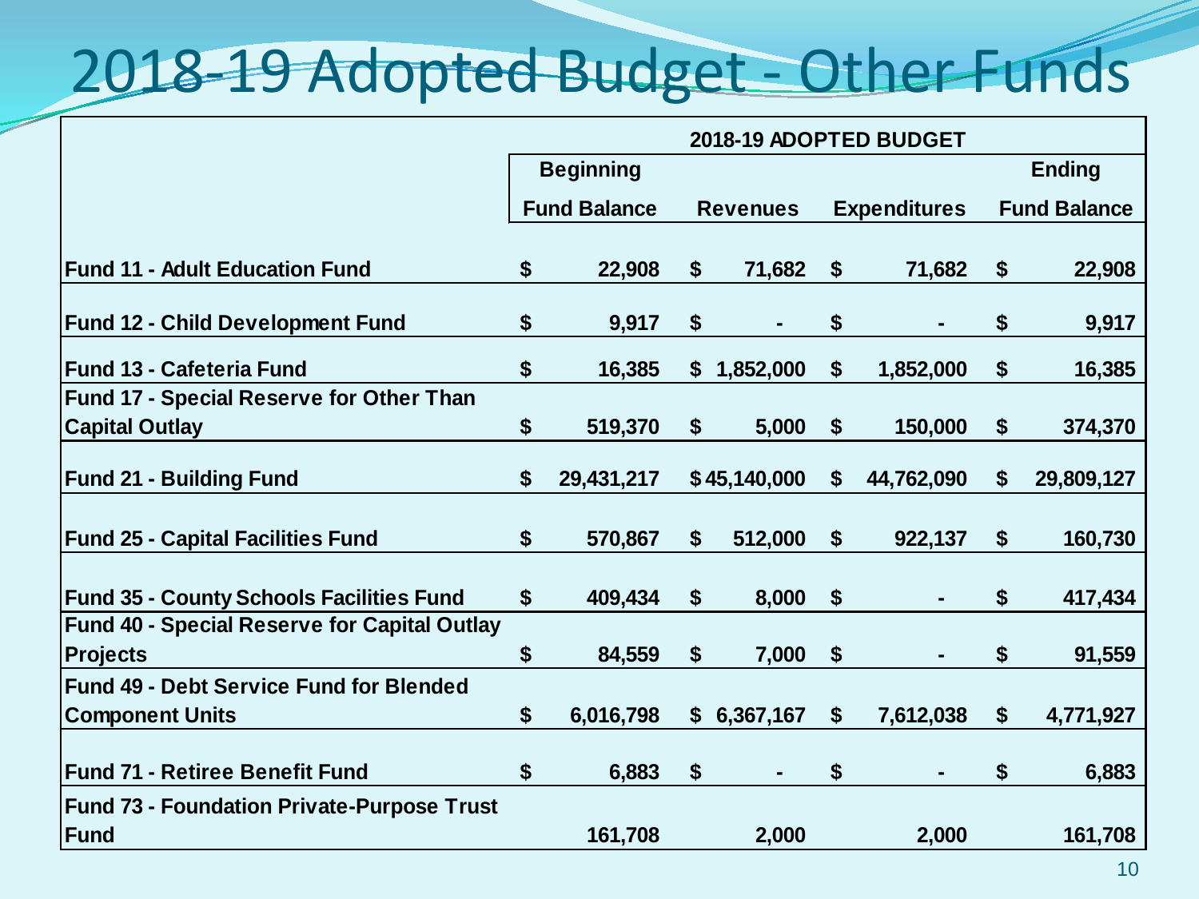# 2018-19 Adopted Budget - Other Funds

| | 2018-19 ADOPTED BUDGET | | | |
|---|---|---|---|---|
| | Beginning Fund Balance | Revenues | Expenditures | Ending Fund Balance |
| **Fund 11 - Adult Education Fund** | $ 22,908 | $ 71,682 | $ 71,682 | $ 22,908 |
| **Fund 12 - Child Development Fund** | $ 9,917 | $ - | $ - | $ 9,917 |
| **Fund 13 - Cafeteria Fund** | $ 16,385 | $ 1,852,000 | $ 1,852,000 | $ 16,385 |
| **Fund 17 - Special Reserve for Other Than Capital Outlay** | $ 519,370 | $ 5,000 | $ 150,000 | $ 374,370 |
| **Fund 21 - Building Fund** | $ 29,431,217 | $ 45,140,000 | $ 44,762,090 | $ 29,809,127 |
| **Fund 25 - Capital Facilities Fund** | $ 570,867 | $ 512,000 | $ 922,137 | $ 160,730 |
| **Fund 35 - County Schools Facilities Fund** | $ 409,434 | $ 8,000 | $ - | $ 417,434 |
| **Fund 40 - Special Reserve for Capital Outlay Projects** | $ 84,559 | $ 7,000 | $ - | $ 91,559 |
| **Fund 49 - Debt Service Fund for Blended Component Units** | $ 6,016,798 | $ 6,367,167 | $ 7,612,038 | $ 4,771,927 |
| **Fund 71 - Retiree Benefit Fund** | $ 6,883 | $ - | $ - | $ 6,883 |
| **Fund 73 - Foundation Private-Purpose Trust Fund** | 161,708 | 2,000 | 2,000 | 161,708 |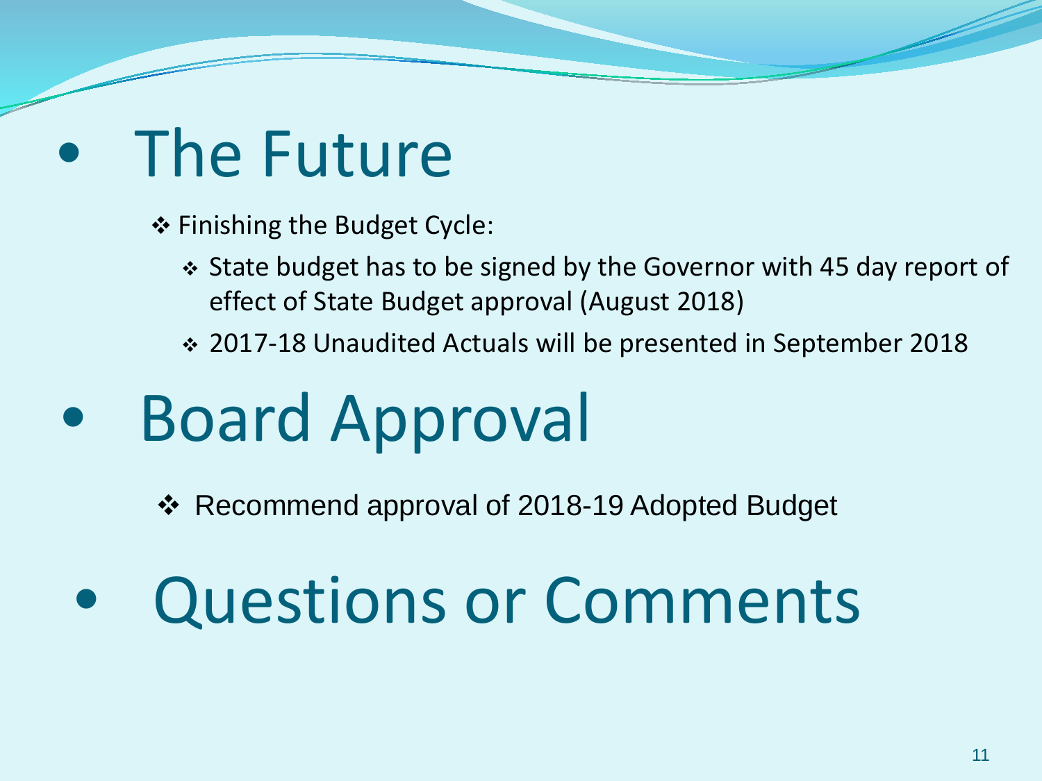# The Future

- Finishing the Budget Cycle:
  - State budget has to be signed by the Governor with 45 day report of effect of State Budget approval (August 2018)
  - 2017-18 Unaudited Actuals will be presented in September 2018

# Board Approval

- Recommend approval of 2018-19 Adopted Budget

# Questions or Comments